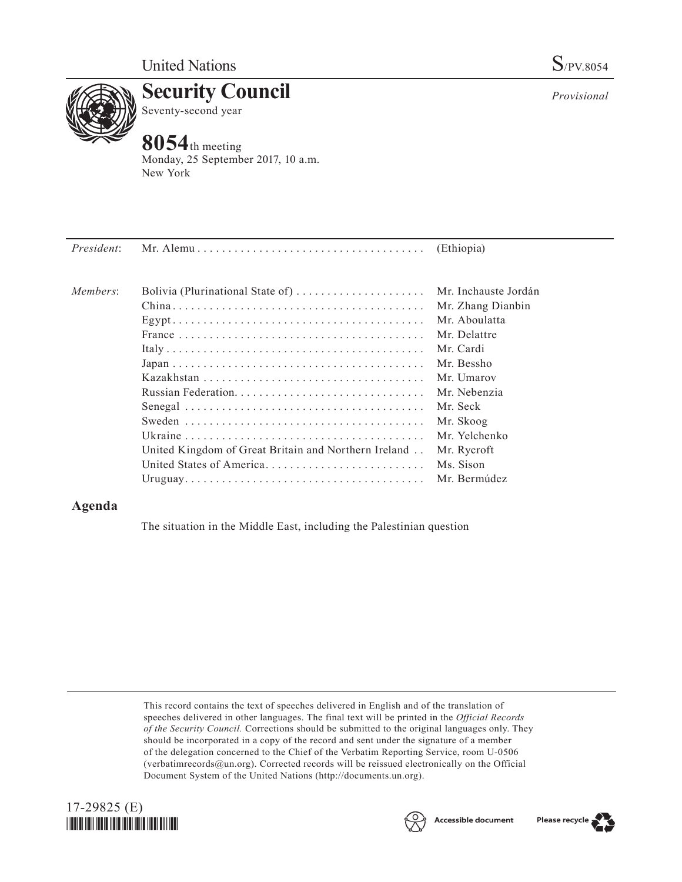United Nations

S/PV.8054

# Security Council

Seventy-second year

*Provisional*

## 8054th meeting

Monday, 25 September 2017, 10 a.m.
New York

| | | |
|---|---|---|
| *President*: | Mr. Alemu | (Ethiopia) |
| *Members*: | Bolivia (Plurinational State of) | Mr. Inchauste Jordán |
| | China | Mr. Zhang Dianbin |
| | Egypt | Mr. Aboulatta |
| | France | Mr. Delattre |
| | Italy | Mr. Cardi |
| | Japan | Mr. Bessho |
| | Kazakhstan | Mr. Umarov |
| | Russian Federation | Mr. Nebenzia |
| | Senegal | Mr. Seck |
| | Sweden | Mr. Skoog |
| | Ukraine | Mr. Yelchenko |
| | United Kingdom of Great Britain and Northern Ireland | Mr. Rycroft |
| | United States of America | Ms. Sison |
| | Uruguay | Mr. Bermúdez |

## Agenda

The situation in the Middle East, including the Palestinian question

This record contains the text of speeches delivered in English and of the translation of speeches delivered in other languages. The final text will be printed in the *Official Records of the Security Council.* Corrections should be submitted to the original languages only. They should be incorporated in a copy of the record and sent under the signature of a member of the delegation concerned to the Chief of the Verbatim Reporting Service, room U-0506 (verbatimrecords@un.org). Corrected records will be reissued electronically on the Official Document System of the United Nations (http://documents.un.org).

17-29825 (E)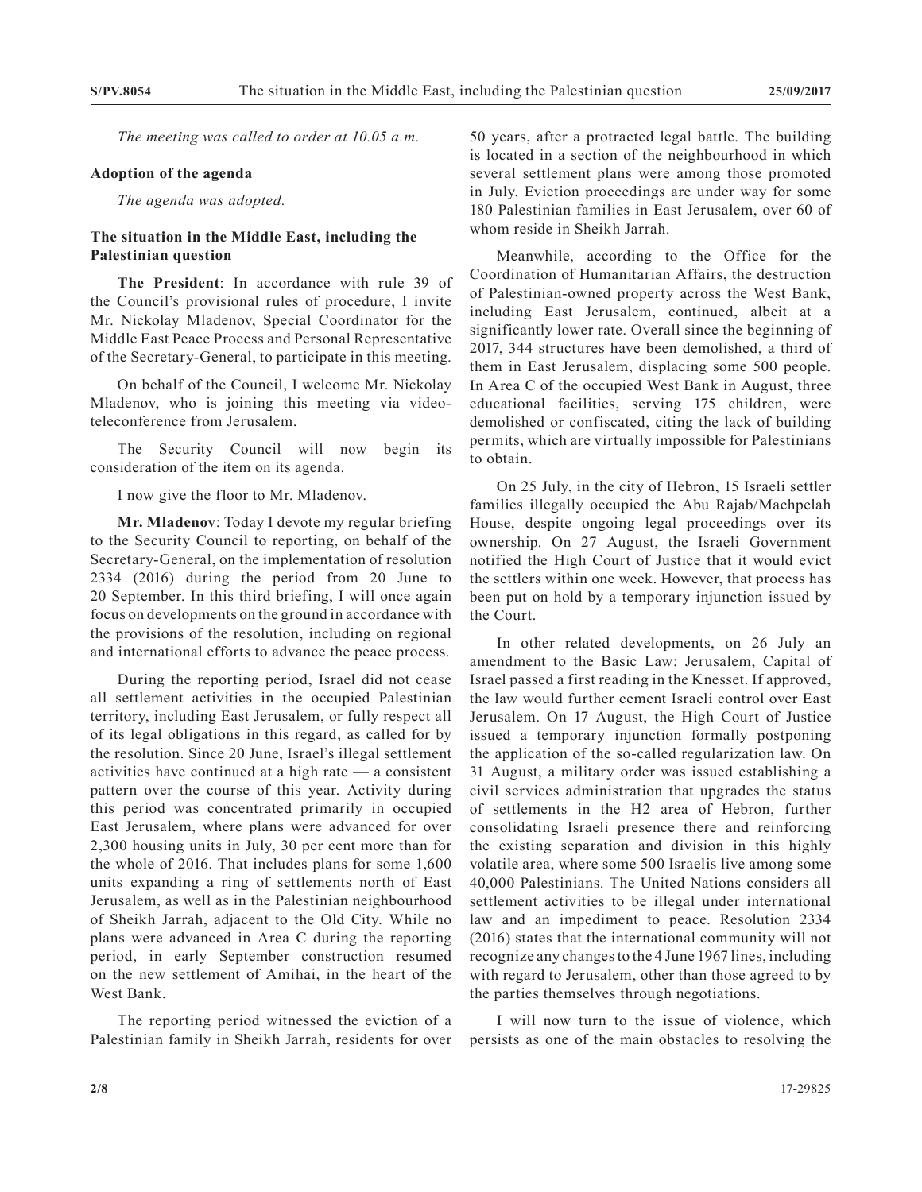*The meeting was called to order at 10.05 a.m.*

**Adoption of the agenda**

*The agenda was adopted.*

**The situation in the Middle East, including the Palestinian question**

**The President**: In accordance with rule 39 of the Council's provisional rules of procedure, I invite Mr. Nickolay Mladenov, Special Coordinator for the Middle East Peace Process and Personal Representative of the Secretary-General, to participate in this meeting.

On behalf of the Council, I welcome Mr. Nickolay Mladenov, who is joining this meeting via video-teleconference from Jerusalem.

The Security Council will now begin its consideration of the item on its agenda.

I now give the floor to Mr. Mladenov.

**Mr. Mladenov**: Today I devote my regular briefing to the Security Council to reporting, on behalf of the Secretary-General, on the implementation of resolution 2334 (2016) during the period from 20 June to 20 September. In this third briefing, I will once again focus on developments on the ground in accordance with the provisions of the resolution, including on regional and international efforts to advance the peace process.

During the reporting period, Israel did not cease all settlement activities in the occupied Palestinian territory, including East Jerusalem, or fully respect all of its legal obligations in this regard, as called for by the resolution. Since 20 June, Israel's illegal settlement activities have continued at a high rate — a consistent pattern over the course of this year. Activity during this period was concentrated primarily in occupied East Jerusalem, where plans were advanced for over 2,300 housing units in July, 30 per cent more than for the whole of 2016. That includes plans for some 1,600 units expanding a ring of settlements north of East Jerusalem, as well as in the Palestinian neighbourhood of Sheikh Jarrah, adjacent to the Old City. While no plans were advanced in Area C during the reporting period, in early September construction resumed on the new settlement of Amihai, in the heart of the West Bank.

The reporting period witnessed the eviction of a Palestinian family in Sheikh Jarrah, residents for over 50 years, after a protracted legal battle. The building is located in a section of the neighbourhood in which several settlement plans were among those promoted in July. Eviction proceedings are under way for some 180 Palestinian families in East Jerusalem, over 60 of whom reside in Sheikh Jarrah.

Meanwhile, according to the Office for the Coordination of Humanitarian Affairs, the destruction of Palestinian-owned property across the West Bank, including East Jerusalem, continued, albeit at a significantly lower rate. Overall since the beginning of 2017, 344 structures have been demolished, a third of them in East Jerusalem, displacing some 500 people. In Area C of the occupied West Bank in August, three educational facilities, serving 175 children, were demolished or confiscated, citing the lack of building permits, which are virtually impossible for Palestinians to obtain.

On 25 July, in the city of Hebron, 15 Israeli settler families illegally occupied the Abu Rajab/Machpelah House, despite ongoing legal proceedings over its ownership. On 27 August, the Israeli Government notified the High Court of Justice that it would evict the settlers within one week. However, that process has been put on hold by a temporary injunction issued by the Court.

In other related developments, on 26 July an amendment to the Basic Law: Jerusalem, Capital of Israel passed a first reading in the Knesset. If approved, the law would further cement Israeli control over East Jerusalem. On 17 August, the High Court of Justice issued a temporary injunction formally postponing the application of the so-called regularization law. On 31 August, a military order was issued establishing a civil services administration that upgrades the status of settlements in the H2 area of Hebron, further consolidating Israeli presence there and reinforcing the existing separation and division in this highly volatile area, where some 500 Israelis live among some 40,000 Palestinians. The United Nations considers all settlement activities to be illegal under international law and an impediment to peace. Resolution 2334 (2016) states that the international community will not recognize any changes to the 4 June 1967 lines, including with regard to Jerusalem, other than those agreed to by the parties themselves through negotiations.

I will now turn to the issue of violence, which persists as one of the main obstacles to resolving the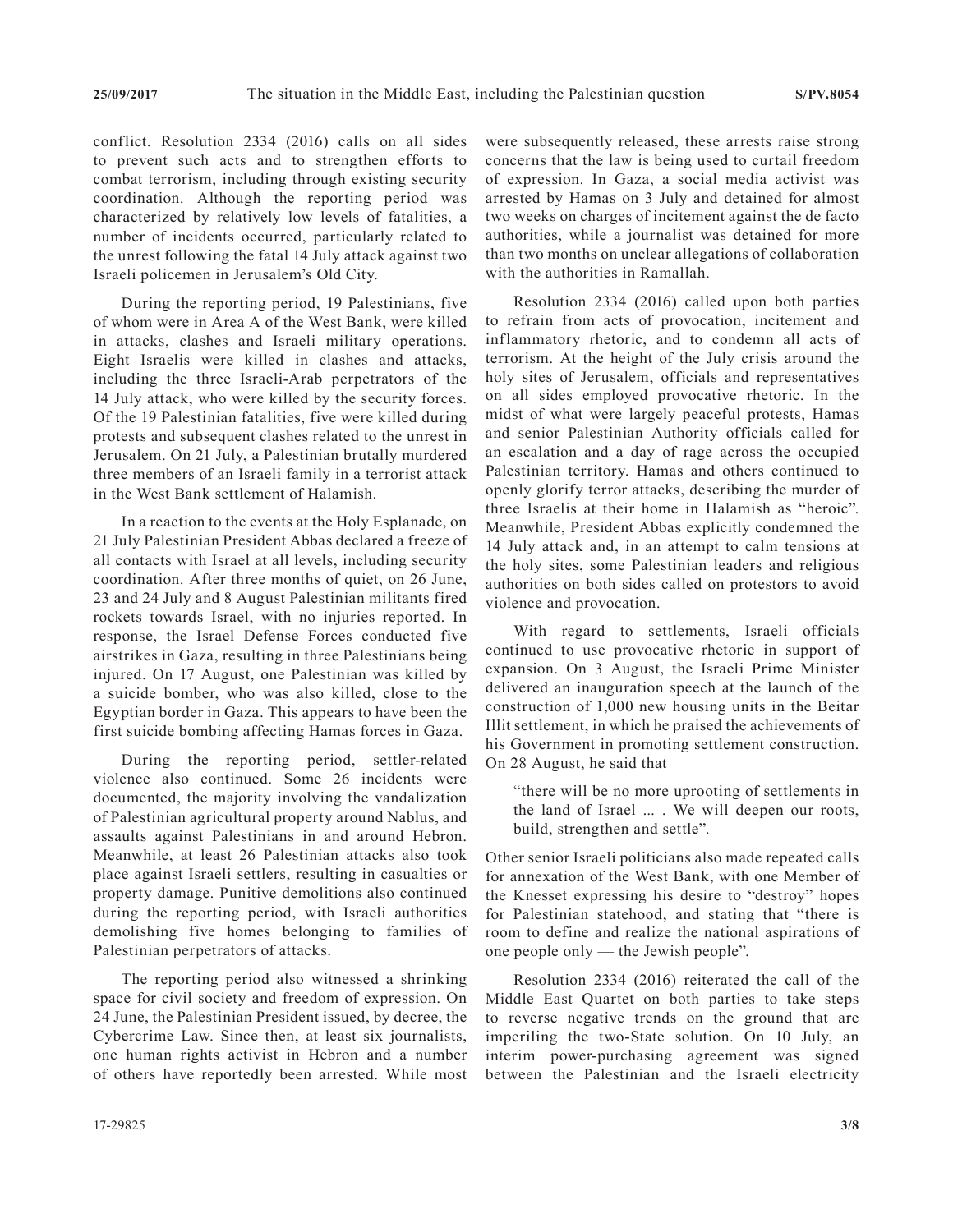conflict. Resolution 2334 (2016) calls on all sides to prevent such acts and to strengthen efforts to combat terrorism, including through existing security coordination. Although the reporting period was characterized by relatively low levels of fatalities, a number of incidents occurred, particularly related to the unrest following the fatal 14 July attack against two Israeli policemen in Jerusalem's Old City.

During the reporting period, 19 Palestinians, five of whom were in Area A of the West Bank, were killed in attacks, clashes and Israeli military operations. Eight Israelis were killed in clashes and attacks, including the three Israeli-Arab perpetrators of the 14 July attack, who were killed by the security forces. Of the 19 Palestinian fatalities, five were killed during protests and subsequent clashes related to the unrest in Jerusalem. On 21 July, a Palestinian brutally murdered three members of an Israeli family in a terrorist attack in the West Bank settlement of Halamish.

In a reaction to the events at the Holy Esplanade, on 21 July Palestinian President Abbas declared a freeze of all contacts with Israel at all levels, including security coordination. After three months of quiet, on 26 June, 23 and 24 July and 8 August Palestinian militants fired rockets towards Israel, with no injuries reported. In response, the Israel Defense Forces conducted five airstrikes in Gaza, resulting in three Palestinians being injured. On 17 August, one Palestinian was killed by a suicide bomber, who was also killed, close to the Egyptian border in Gaza. This appears to have been the first suicide bombing affecting Hamas forces in Gaza.

During the reporting period, settler-related violence also continued. Some 26 incidents were documented, the majority involving the vandalization of Palestinian agricultural property around Nablus, and assaults against Palestinians in and around Hebron. Meanwhile, at least 26 Palestinian attacks also took place against Israeli settlers, resulting in casualties or property damage. Punitive demolitions also continued during the reporting period, with Israeli authorities demolishing five homes belonging to families of Palestinian perpetrators of attacks.

The reporting period also witnessed a shrinking space for civil society and freedom of expression. On 24 June, the Palestinian President issued, by decree, the Cybercrime Law. Since then, at least six journalists, one human rights activist in Hebron and a number of others have reportedly been arrested. While most were subsequently released, these arrests raise strong concerns that the law is being used to curtail freedom of expression. In Gaza, a social media activist was arrested by Hamas on 3 July and detained for almost two weeks on charges of incitement against the de facto authorities, while a journalist was detained for more than two months on unclear allegations of collaboration with the authorities in Ramallah.

Resolution 2334 (2016) called upon both parties to refrain from acts of provocation, incitement and inflammatory rhetoric, and to condemn all acts of terrorism. At the height of the July crisis around the holy sites of Jerusalem, officials and representatives on all sides employed provocative rhetoric. In the midst of what were largely peaceful protests, Hamas and senior Palestinian Authority officials called for an escalation and a day of rage across the occupied Palestinian territory. Hamas and others continued to openly glorify terror attacks, describing the murder of three Israelis at their home in Halamish as "heroic". Meanwhile, President Abbas explicitly condemned the 14 July attack and, in an attempt to calm tensions at the holy sites, some Palestinian leaders and religious authorities on both sides called on protestors to avoid violence and provocation.

With regard to settlements, Israeli officials continued to use provocative rhetoric in support of expansion. On 3 August, the Israeli Prime Minister delivered an inauguration speech at the launch of the construction of 1,000 new housing units in the Beitar Illit settlement, in which he praised the achievements of his Government in promoting settlement construction. On 28 August, he said that

> "there will be no more uprooting of settlements in the land of Israel ... . We will deepen our roots, build, strengthen and settle".

Other senior Israeli politicians also made repeated calls for annexation of the West Bank, with one Member of the Knesset expressing his desire to "destroy" hopes for Palestinian statehood, and stating that "there is room to define and realize the national aspirations of one people only — the Jewish people".

Resolution 2334 (2016) reiterated the call of the Middle East Quartet on both parties to take steps to reverse negative trends on the ground that are imperiling the two-State solution. On 10 July, an interim power-purchasing agreement was signed between the Palestinian and the Israeli electricity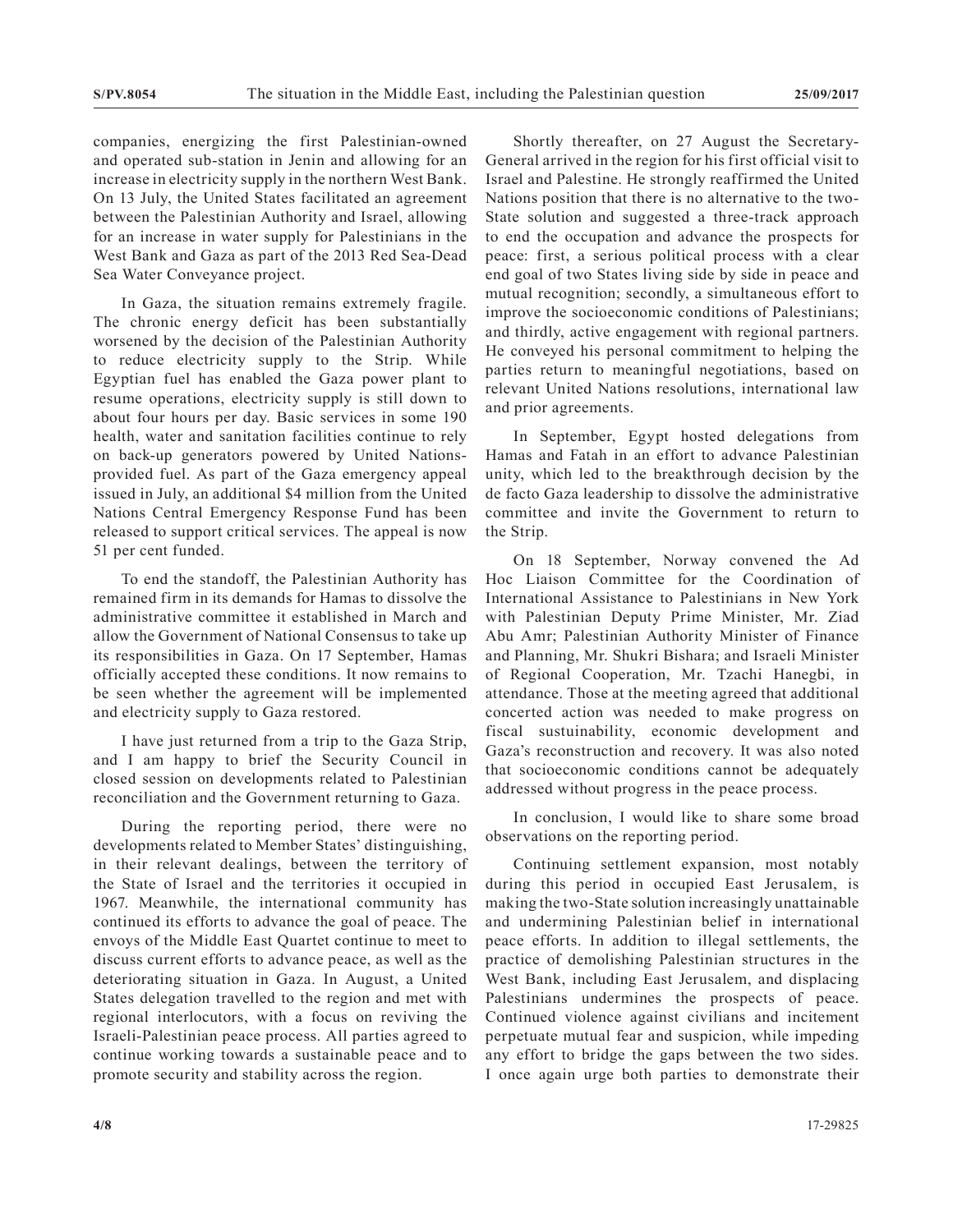companies, energizing the first Palestinian-owned and operated sub-station in Jenin and allowing for an increase in electricity supply in the northern West Bank. On 13 July, the United States facilitated an agreement between the Palestinian Authority and Israel, allowing for an increase in water supply for Palestinians in the West Bank and Gaza as part of the 2013 Red Sea-Dead Sea Water Conveyance project.

In Gaza, the situation remains extremely fragile. The chronic energy deficit has been substantially worsened by the decision of the Palestinian Authority to reduce electricity supply to the Strip. While Egyptian fuel has enabled the Gaza power plant to resume operations, electricity supply is still down to about four hours per day. Basic services in some 190 health, water and sanitation facilities continue to rely on back-up generators powered by United Nations-provided fuel. As part of the Gaza emergency appeal issued in July, an additional $4 million from the United Nations Central Emergency Response Fund has been released to support critical services. The appeal is now 51 per cent funded.

To end the standoff, the Palestinian Authority has remained firm in its demands for Hamas to dissolve the administrative committee it established in March and allow the Government of National Consensus to take up its responsibilities in Gaza. On 17 September, Hamas officially accepted these conditions. It now remains to be seen whether the agreement will be implemented and electricity supply to Gaza restored.

I have just returned from a trip to the Gaza Strip, and I am happy to brief the Security Council in closed session on developments related to Palestinian reconciliation and the Government returning to Gaza.

During the reporting period, there were no developments related to Member States' distinguishing, in their relevant dealings, between the territory of the State of Israel and the territories it occupied in 1967. Meanwhile, the international community has continued its efforts to advance the goal of peace. The envoys of the Middle East Quartet continue to meet to discuss current efforts to advance peace, as well as the deteriorating situation in Gaza. In August, a United States delegation travelled to the region and met with regional interlocutors, with a focus on reviving the Israeli-Palestinian peace process. All parties agreed to continue working towards a sustainable peace and to promote security and stability across the region.

Shortly thereafter, on 27 August the Secretary-General arrived in the region for his first official visit to Israel and Palestine. He strongly reaffirmed the United Nations position that there is no alternative to the two-State solution and suggested a three-track approach to end the occupation and advance the prospects for peace: first, a serious political process with a clear end goal of two States living side by side in peace and mutual recognition; secondly, a simultaneous effort to improve the socioeconomic conditions of Palestinians; and thirdly, active engagement with regional partners. He conveyed his personal commitment to helping the parties return to meaningful negotiations, based on relevant United Nations resolutions, international law and prior agreements.

In September, Egypt hosted delegations from Hamas and Fatah in an effort to advance Palestinian unity, which led to the breakthrough decision by the de facto Gaza leadership to dissolve the administrative committee and invite the Government to return to the Strip.

On 18 September, Norway convened the Ad Hoc Liaison Committee for the Coordination of International Assistance to Palestinians in New York with Palestinian Deputy Prime Minister, Mr. Ziad Abu Amr; Palestinian Authority Minister of Finance and Planning, Mr. Shukri Bishara; and Israeli Minister of Regional Cooperation, Mr. Tzachi Hanegbi, in attendance. Those at the meeting agreed that additional concerted action was needed to make progress on fiscal sustuinability, economic development and Gaza's reconstruction and recovery. It was also noted that socioeconomic conditions cannot be adequately addressed without progress in the peace process.

In conclusion, I would like to share some broad observations on the reporting period.

Continuing settlement expansion, most notably during this period in occupied East Jerusalem, is making the two-State solution increasingly unattainable and undermining Palestinian belief in international peace efforts. In addition to illegal settlements, the practice of demolishing Palestinian structures in the West Bank, including East Jerusalem, and displacing Palestinians undermines the prospects of peace. Continued violence against civilians and incitement perpetuate mutual fear and suspicion, while impeding any effort to bridge the gaps between the two sides. I once again urge both parties to demonstrate their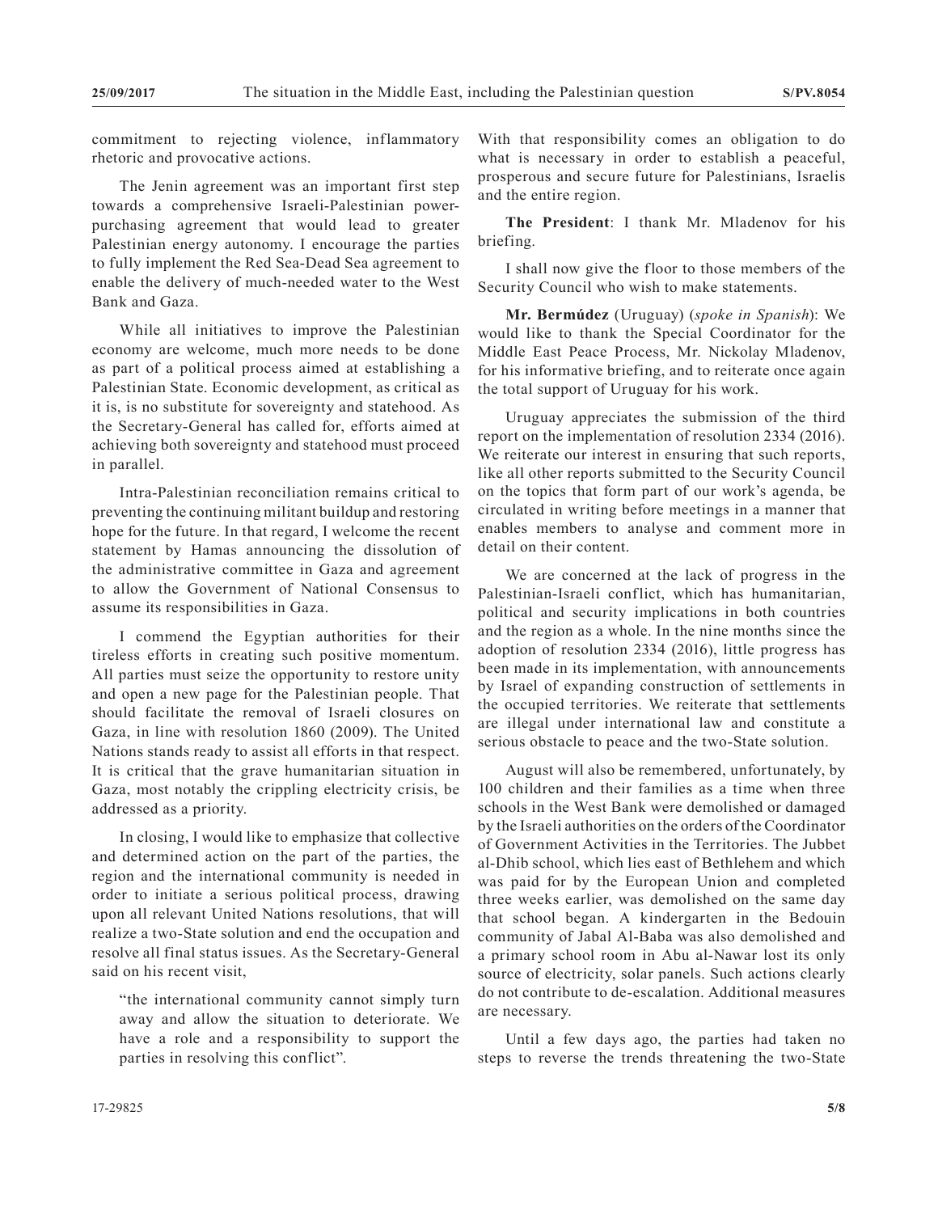commitment to rejecting violence, inflammatory rhetoric and provocative actions.

The Jenin agreement was an important first step towards a comprehensive Israeli-Palestinian power-purchasing agreement that would lead to greater Palestinian energy autonomy. I encourage the parties to fully implement the Red Sea-Dead Sea agreement to enable the delivery of much-needed water to the West Bank and Gaza.

While all initiatives to improve the Palestinian economy are welcome, much more needs to be done as part of a political process aimed at establishing a Palestinian State. Economic development, as critical as it is, is no substitute for sovereignty and statehood. As the Secretary-General has called for, efforts aimed at achieving both sovereignty and statehood must proceed in parallel.

Intra-Palestinian reconciliation remains critical to preventing the continuing militant buildup and restoring hope for the future. In that regard, I welcome the recent statement by Hamas announcing the dissolution of the administrative committee in Gaza and agreement to allow the Government of National Consensus to assume its responsibilities in Gaza.

I commend the Egyptian authorities for their tireless efforts in creating such positive momentum. All parties must seize the opportunity to restore unity and open a new page for the Palestinian people. That should facilitate the removal of Israeli closures on Gaza, in line with resolution 1860 (2009). The United Nations stands ready to assist all efforts in that respect. It is critical that the grave humanitarian situation in Gaza, most notably the crippling electricity crisis, be addressed as a priority.

In closing, I would like to emphasize that collective and determined action on the part of the parties, the region and the international community is needed in order to initiate a serious political process, drawing upon all relevant United Nations resolutions, that will realize a two-State solution and end the occupation and resolve all final status issues. As the Secretary-General said on his recent visit,

> "the international community cannot simply turn away and allow the situation to deteriorate. We have a role and a responsibility to support the parties in resolving this conflict".

With that responsibility comes an obligation to do what is necessary in order to establish a peaceful, prosperous and secure future for Palestinians, Israelis and the entire region.

**The President**: I thank Mr. Mladenov for his briefing.

I shall now give the floor to those members of the Security Council who wish to make statements.

**Mr. Bermúdez** (Uruguay) (*spoke in Spanish*): We would like to thank the Special Coordinator for the Middle East Peace Process, Mr. Nickolay Mladenov, for his informative briefing, and to reiterate once again the total support of Uruguay for his work.

Uruguay appreciates the submission of the third report on the implementation of resolution 2334 (2016). We reiterate our interest in ensuring that such reports, like all other reports submitted to the Security Council on the topics that form part of our work's agenda, be circulated in writing before meetings in a manner that enables members to analyse and comment more in detail on their content.

We are concerned at the lack of progress in the Palestinian-Israeli conflict, which has humanitarian, political and security implications in both countries and the region as a whole. In the nine months since the adoption of resolution 2334 (2016), little progress has been made in its implementation, with announcements by Israel of expanding construction of settlements in the occupied territories. We reiterate that settlements are illegal under international law and constitute a serious obstacle to peace and the two-State solution.

August will also be remembered, unfortunately, by 100 children and their families as a time when three schools in the West Bank were demolished or damaged by the Israeli authorities on the orders of the Coordinator of Government Activities in the Territories. The Jubbet al-Dhib school, which lies east of Bethlehem and which was paid for by the European Union and completed three weeks earlier, was demolished on the same day that school began. A kindergarten in the Bedouin community of Jabal Al-Baba was also demolished and a primary school room in Abu al-Nawar lost its only source of electricity, solar panels. Such actions clearly do not contribute to de-escalation. Additional measures are necessary.

Until a few days ago, the parties had taken no steps to reverse the trends threatening the two-State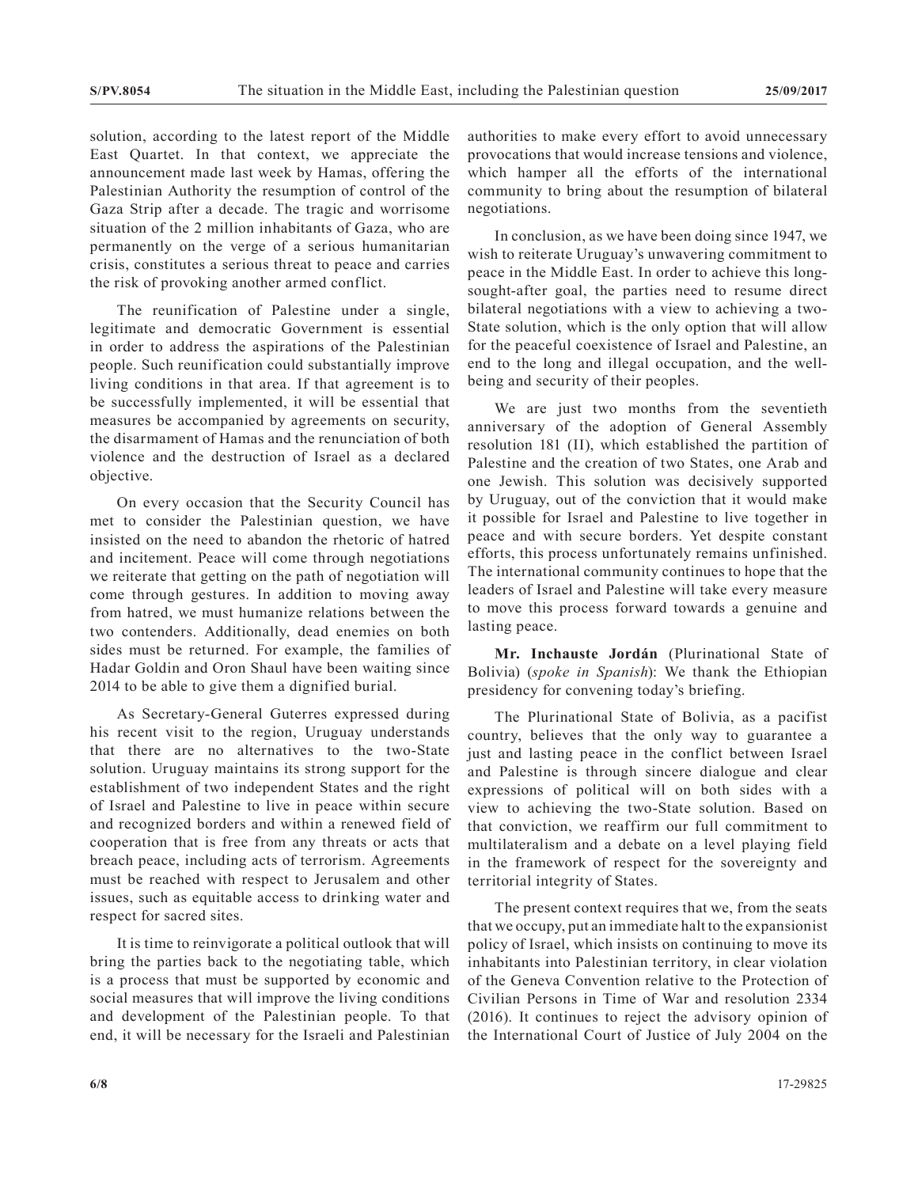solution, according to the latest report of the Middle East Quartet. In that context, we appreciate the announcement made last week by Hamas, offering the Palestinian Authority the resumption of control of the Gaza Strip after a decade. The tragic and worrisome situation of the 2 million inhabitants of Gaza, who are permanently on the verge of a serious humanitarian crisis, constitutes a serious threat to peace and carries the risk of provoking another armed conflict.

The reunification of Palestine under a single, legitimate and democratic Government is essential in order to address the aspirations of the Palestinian people. Such reunification could substantially improve living conditions in that area. If that agreement is to be successfully implemented, it will be essential that measures be accompanied by agreements on security, the disarmament of Hamas and the renunciation of both violence and the destruction of Israel as a declared objective.

On every occasion that the Security Council has met to consider the Palestinian question, we have insisted on the need to abandon the rhetoric of hatred and incitement. Peace will come through negotiations we reiterate that getting on the path of negotiation will come through gestures. In addition to moving away from hatred, we must humanize relations between the two contenders. Additionally, dead enemies on both sides must be returned. For example, the families of Hadar Goldin and Oron Shaul have been waiting since 2014 to be able to give them a dignified burial.

As Secretary-General Guterres expressed during his recent visit to the region, Uruguay understands that there are no alternatives to the two-State solution. Uruguay maintains its strong support for the establishment of two independent States and the right of Israel and Palestine to live in peace within secure and recognized borders and within a renewed field of cooperation that is free from any threats or acts that breach peace, including acts of terrorism. Agreements must be reached with respect to Jerusalem and other issues, such as equitable access to drinking water and respect for sacred sites.

It is time to reinvigorate a political outlook that will bring the parties back to the negotiating table, which is a process that must be supported by economic and social measures that will improve the living conditions and development of the Palestinian people. To that end, it will be necessary for the Israeli and Palestinian authorities to make every effort to avoid unnecessary provocations that would increase tensions and violence, which hamper all the efforts of the international community to bring about the resumption of bilateral negotiations.

In conclusion, as we have been doing since 1947, we wish to reiterate Uruguay's unwavering commitment to peace in the Middle East. In order to achieve this long-sought-after goal, the parties need to resume direct bilateral negotiations with a view to achieving a two-State solution, which is the only option that will allow for the peaceful coexistence of Israel and Palestine, an end to the long and illegal occupation, and the well-being and security of their peoples.

We are just two months from the seventieth anniversary of the adoption of General Assembly resolution 181 (II), which established the partition of Palestine and the creation of two States, one Arab and one Jewish. This solution was decisively supported by Uruguay, out of the conviction that it would make it possible for Israel and Palestine to live together in peace and with secure borders. Yet despite constant efforts, this process unfortunately remains unfinished. The international community continues to hope that the leaders of Israel and Palestine will take every measure to move this process forward towards a genuine and lasting peace.

**Mr. Inchauste Jordán** (Plurinational State of Bolivia) (*spoke in Spanish*): We thank the Ethiopian presidency for convening today's briefing.

The Plurinational State of Bolivia, as a pacifist country, believes that the only way to guarantee a just and lasting peace in the conflict between Israel and Palestine is through sincere dialogue and clear expressions of political will on both sides with a view to achieving the two-State solution. Based on that conviction, we reaffirm our full commitment to multilateralism and a debate on a level playing field in the framework of respect for the sovereignty and territorial integrity of States.

The present context requires that we, from the seats that we occupy, put an immediate halt to the expansionist policy of Israel, which insists on continuing to move its inhabitants into Palestinian territory, in clear violation of the Geneva Convention relative to the Protection of Civilian Persons in Time of War and resolution 2334 (2016). It continues to reject the advisory opinion of the International Court of Justice of July 2004 on the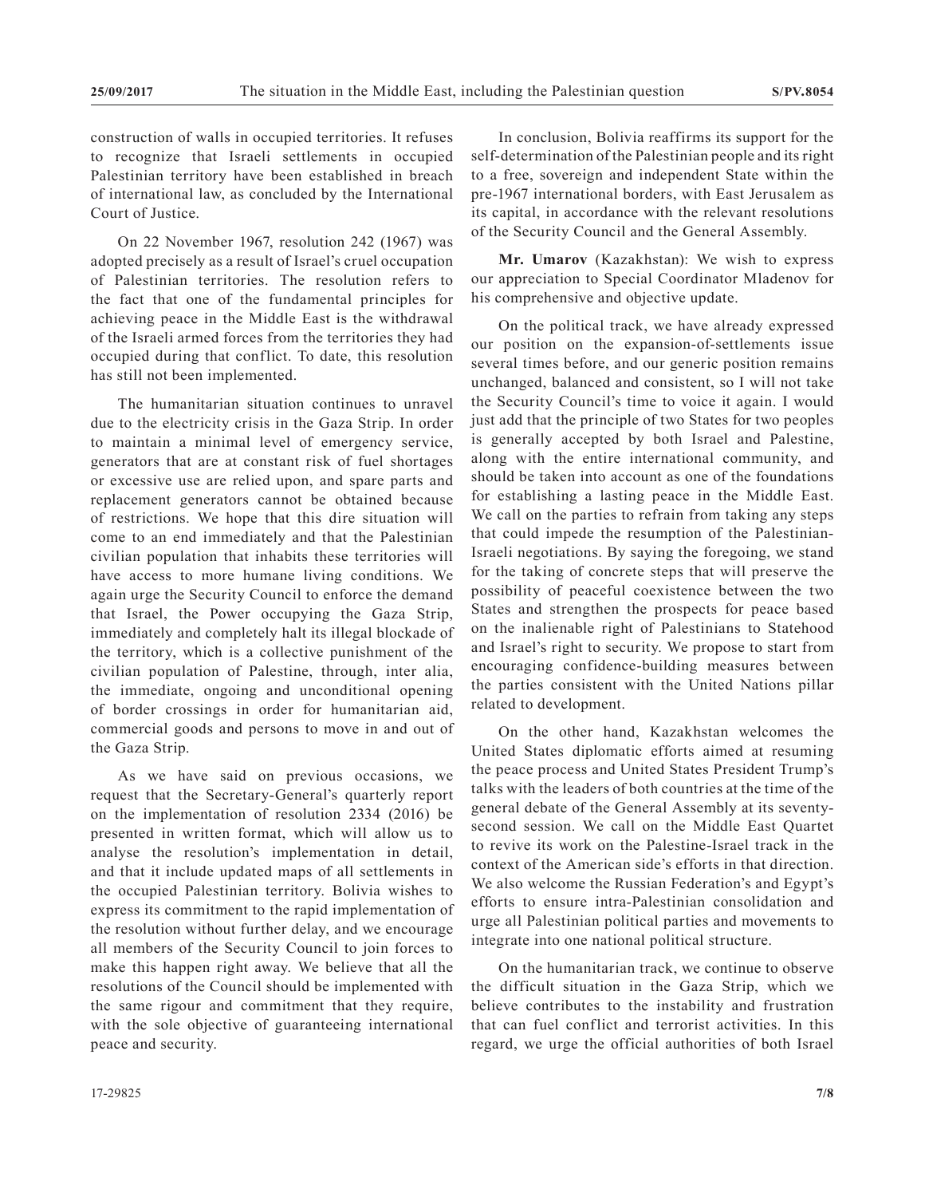construction of walls in occupied territories. It refuses to recognize that Israeli settlements in occupied Palestinian territory have been established in breach of international law, as concluded by the International Court of Justice.

On 22 November 1967, resolution 242 (1967) was adopted precisely as a result of Israel's cruel occupation of Palestinian territories. The resolution refers to the fact that one of the fundamental principles for achieving peace in the Middle East is the withdrawal of the Israeli armed forces from the territories they had occupied during that conflict. To date, this resolution has still not been implemented.

The humanitarian situation continues to unravel due to the electricity crisis in the Gaza Strip. In order to maintain a minimal level of emergency service, generators that are at constant risk of fuel shortages or excessive use are relied upon, and spare parts and replacement generators cannot be obtained because of restrictions. We hope that this dire situation will come to an end immediately and that the Palestinian civilian population that inhabits these territories will have access to more humane living conditions. We again urge the Security Council to enforce the demand that Israel, the Power occupying the Gaza Strip, immediately and completely halt its illegal blockade of the territory, which is a collective punishment of the civilian population of Palestine, through, inter alia, the immediate, ongoing and unconditional opening of border crossings in order for humanitarian aid, commercial goods and persons to move in and out of the Gaza Strip.

As we have said on previous occasions, we request that the Secretary-General's quarterly report on the implementation of resolution 2334 (2016) be presented in written format, which will allow us to analyse the resolution's implementation in detail, and that it include updated maps of all settlements in the occupied Palestinian territory. Bolivia wishes to express its commitment to the rapid implementation of the resolution without further delay, and we encourage all members of the Security Council to join forces to make this happen right away. We believe that all the resolutions of the Council should be implemented with the same rigour and commitment that they require, with the sole objective of guaranteeing international peace and security.

In conclusion, Bolivia reaffirms its support for the self-determination of the Palestinian people and its right to a free, sovereign and independent State within the pre-1967 international borders, with East Jerusalem as its capital, in accordance with the relevant resolutions of the Security Council and the General Assembly.

**Mr. Umarov** (Kazakhstan): We wish to express our appreciation to Special Coordinator Mladenov for his comprehensive and objective update.

On the political track, we have already expressed our position on the expansion-of-settlements issue several times before, and our generic position remains unchanged, balanced and consistent, so I will not take the Security Council's time to voice it again. I would just add that the principle of two States for two peoples is generally accepted by both Israel and Palestine, along with the entire international community, and should be taken into account as one of the foundations for establishing a lasting peace in the Middle East. We call on the parties to refrain from taking any steps that could impede the resumption of the Palestinian-Israeli negotiations. By saying the foregoing, we stand for the taking of concrete steps that will preserve the possibility of peaceful coexistence between the two States and strengthen the prospects for peace based on the inalienable right of Palestinians to Statehood and Israel's right to security. We propose to start from encouraging confidence-building measures between the parties consistent with the United Nations pillar related to development.

On the other hand, Kazakhstan welcomes the United States diplomatic efforts aimed at resuming the peace process and United States President Trump's talks with the leaders of both countries at the time of the general debate of the General Assembly at its seventy-second session. We call on the Middle East Quartet to revive its work on the Palestine-Israel track in the context of the American side's efforts in that direction. We also welcome the Russian Federation's and Egypt's efforts to ensure intra-Palestinian consolidation and urge all Palestinian political parties and movements to integrate into one national political structure.

On the humanitarian track, we continue to observe the difficult situation in the Gaza Strip, which we believe contributes to the instability and frustration that can fuel conflict and terrorist activities. In this regard, we urge the official authorities of both Israel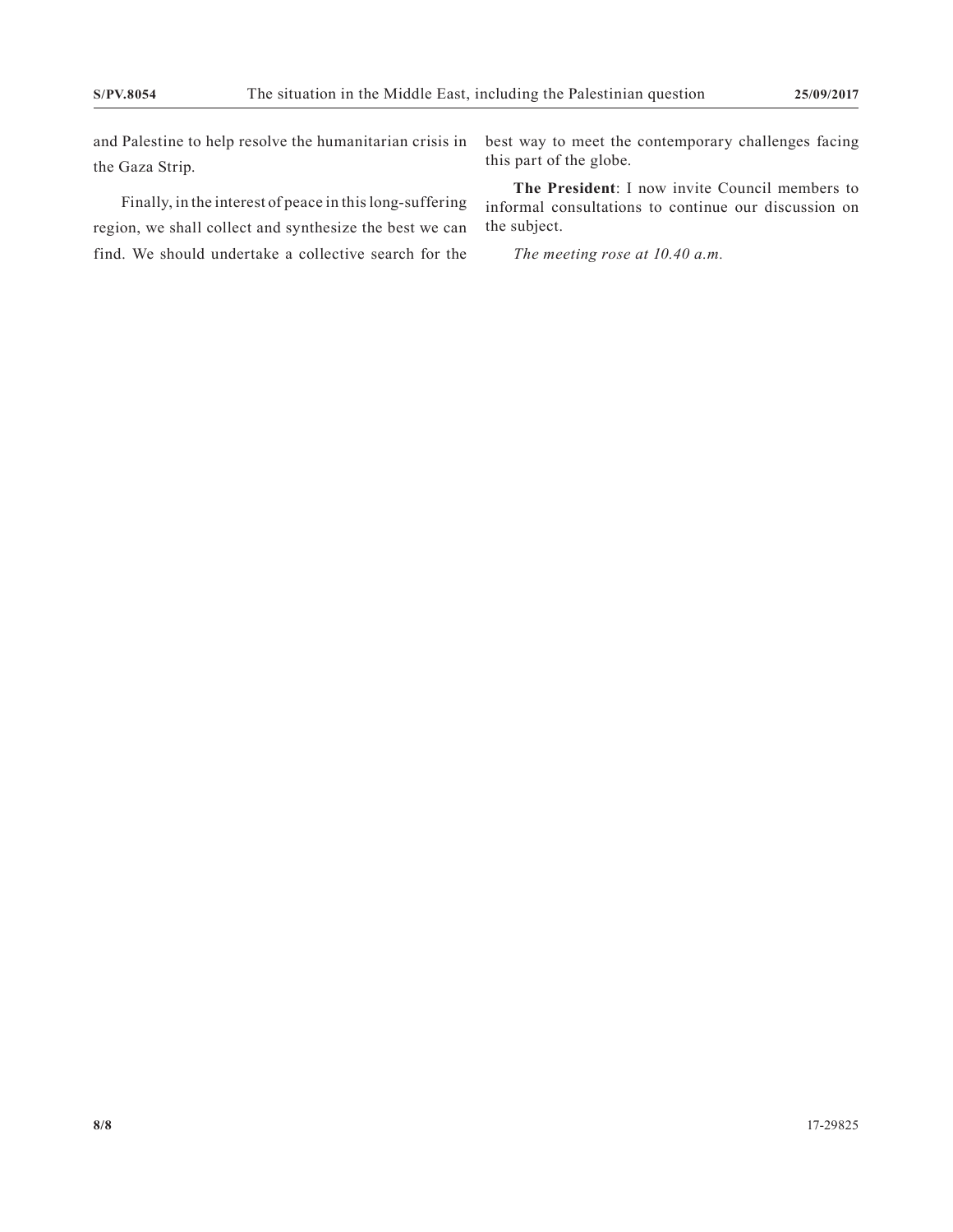and Palestine to help resolve the humanitarian crisis in the Gaza Strip.

Finally, in the interest of peace in this long-suffering region, we shall collect and synthesize the best we can find. We should undertake a collective search for the best way to meet the contemporary challenges facing this part of the globe.

**The President**: I now invite Council members to informal consultations to continue our discussion on the subject.

*The meeting rose at 10.40 a.m.*